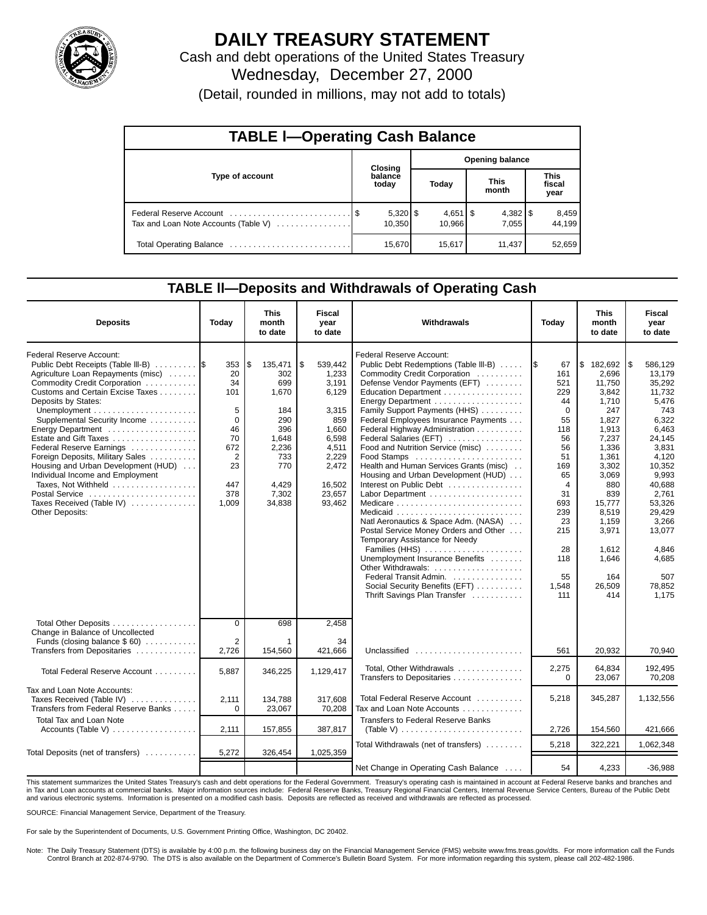# DAILY TREASURY STATEMENT

Cash and debt operations of the United States Treasury

Wednesday, December 27, 2000

(Detail, rounded in millions, may not add to totals)

## TABLE I—Operating Cash Balance

| Type of account | Closing balance today | Opening balance Today | Opening balance This month | Opening balance This fiscal year |
|---|---|---|---|---|
| Federal Reserve Account | $ 5,320 | $ 4,651 | $ 4,382 | $ 8,459 |
| Tax and Loan Note Accounts (Table V) | 10,350 | 10,966 | 7,055 | 44,199 |
| Total Operating Balance | 15,670 | 15,617 | 11,437 | 52,659 |

## TABLE II—Deposits and Withdrawals of Operating Cash

| Deposits | Today | This month to date | Fiscal year to date |
|---|---|---|---|
| Federal Reserve Account: | | | |
| Public Debt Receipts (Table III-B) | $ 353 | $ 135,471 | $ 539,442 |
| Agriculture Loan Repayments (misc) | 20 | 302 | 1,233 |
| Commodity Credit Corporation | 34 | 699 | 3,191 |
| Customs and Certain Excise Taxes | 101 | 1,670 | 6,129 |
| Deposits by States: | | | |
| Unemployment | 5 | 184 | 3,315 |
| Supplemental Security Income | 0 | 290 | 859 |
| Energy Department | 46 | 396 | 1,660 |
| Estate and Gift Taxes | 70 | 1,648 | 6,598 |
| Federal Reserve Earnings | 672 | 2,236 | 4,511 |
| Foreign Deposits, Military Sales | 2 | 733 | 2,229 |
| Housing and Urban Development (HUD) | 23 | 770 | 2,472 |
| Individual Income and Employment Taxes, Not Withheld | 447 | 4,429 | 16,502 |
| Postal Service | 378 | 7,302 | 23,657 |
| Taxes Received (Table IV) | 1,009 | 34,838 | 93,462 |
| Other Deposits: | | | |
| Total Other Deposits | 0 | 698 | 2,458 |
| Change in Balance of Uncollected Funds (closing balance $ 60) | 2 | 1 | 34 |
| Transfers from Depositaries | 2,726 | 154,560 | 421,666 |
| Total Federal Reserve Account | 5,887 | 346,225 | 1,129,417 |
| Tax and Loan Note Accounts: | | | |
| Taxes Received (Table IV) | 2,111 | 134,788 | 317,608 |
| Transfers from Federal Reserve Banks | 0 | 23,067 | 70,208 |
| Total Tax and Loan Note Accounts (Table V) | 2,111 | 157,855 | 387,817 |
| Total Deposits (net of transfers) | 5,272 | 326,454 | 1,025,359 |

| Withdrawals | Today | This month to date | Fiscal year to date |
|---|---|---|---|
| Federal Reserve Account: | | | |
| Public Debt Redemptions (Table III-B) | $ 67 | $ 182,692 | $ 586,129 |
| Commodity Credit Corporation | 161 | 2,696 | 13,179 |
| Defense Vendor Payments (EFT) | 521 | 11,750 | 35,292 |
| Education Department | 229 | 3,842 | 11,732 |
| Energy Department | 44 | 1,710 | 5,476 |
| Family Support Payments (HHS) | 0 | 247 | 743 |
| Federal Employees Insurance Payments | 55 | 1,827 | 6,322 |
| Federal Highway Administration | 118 | 1,913 | 6,463 |
| Federal Salaries (EFT) | 56 | 7,237 | 24,145 |
| Food and Nutrition Service (misc) | 56 | 1,336 | 3,831 |
| Food Stamps | 51 | 1,361 | 4,120 |
| Health and Human Services Grants (misc) | 169 | 3,302 | 10,352 |
| Housing and Urban Development (HUD) | 65 | 3,069 | 9,993 |
| Interest on Public Debt | 4 | 880 | 40,688 |
| Labor Department | 31 | 839 | 2,761 |
| Medicare | 693 | 15,777 | 53,326 |
| Medicaid | 239 | 8,519 | 29,429 |
| Natl Aeronautics & Space Adm. (NASA) | 23 | 1,159 | 3,266 |
| Postal Service Money Orders and Other | 215 | 3,971 | 13,077 |
| Temporary Assistance for Needy Families (HHS) | 28 | 1,612 | 4,846 |
| Unemployment Insurance Benefits | 118 | 1,646 | 4,685 |
| Other Withdrawals: | | | |
| Federal Transit Admin. | 55 | 164 | 507 |
| Social Security Benefits (EFT) | 1,548 | 26,509 | 78,852 |
| Thrift Savings Plan Transfer | 111 | 414 | 1,175 |
| Unclassified | 561 | 20,932 | 70,940 |
| Total, Other Withdrawals | 2,275 | 64,834 | 192,495 |
| Transfers to Depositaries | 0 | 23,067 | 70,208 |
| Total Federal Reserve Account | 5,218 | 345,287 | 1,132,556 |
| Tax and Loan Note Accounts | | | |
| Transfers to Federal Reserve Banks (Table V) | 2,726 | 154,560 | 421,666 |
| Total Withdrawals (net of transfers) | 5,218 | 322,221 | 1,062,348 |
| Net Change in Operating Cash Balance | 54 | 4,233 | -36,988 |

This statement summarizes the United States Treasury's cash and debt operations for the Federal Government. Treasury's operating cash is maintained in account at Federal Reserve banks and branches and in Tax and Loan accounts at commercial banks. Major information sources include: Federal Reserve Banks, Treasury Regional Financial Centers, Internal Revenue Service Centers, Bureau of the Public Debt and various electronic systems. Information is presented on a modified cash basis. Deposits are reflected as received and withdrawals are reflected as processed.

SOURCE: Financial Management Service, Department of the Treasury.

For sale by the Superintendent of Documents, U.S. Government Printing Office, Washington, DC 20402.

Note: The Daily Treasury Statement (DTS) is available by 4:00 p.m. the following business day on the Financial Management Service (FMS) website www.fms.treas.gov/dts. For more information call the Funds Control Branch at 202-874-9790. The DTS is also available on the Department of Commerce's Bulletin Board System. For more information regarding this system, please call 202-482-1986.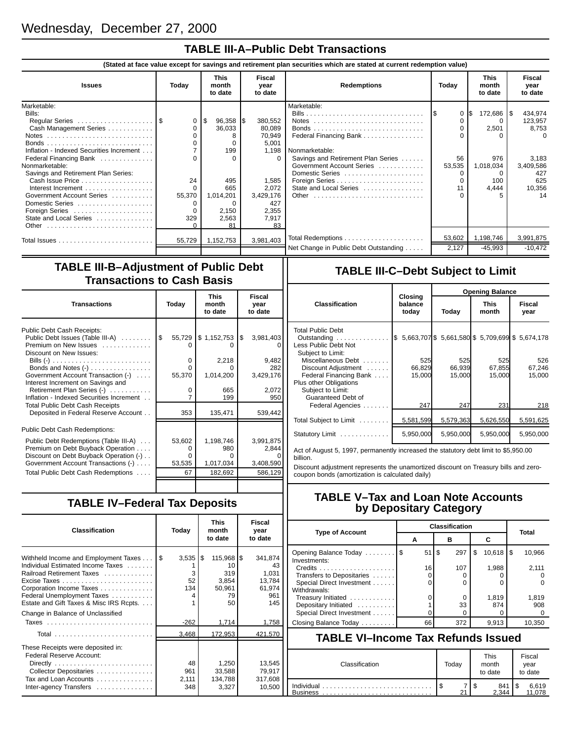# Wednesday, December 27, 2000

## TABLE III-A–Public Debt Transactions

(Stated at face value except for savings and retirement plan securities which are stated at current redemption value)

| Issues | Today | This month to date | Fiscal year to date |
|---|---|---|---|
| Marketable: | | | |
| Bills: | | | |
| Regular Series | $ 0 | $ 96,358 | $ 380,552 |
| Cash Management Series | 0 | 36,033 | 80,089 |
| Notes | 0 | 8 | 70,949 |
| Bonds | 0 | 0 | 5,001 |
| Inflation - Indexed Securities Increment | 7 | 199 | 1,198 |
| Federal Financing Bank | 0 | 0 | 0 |
| Nonmarketable: | | | |
| Savings and Retirement Plan Series: | | | |
| Cash Issue Price | 24 | 495 | 1,585 |
| Interest Increment | 0 | 665 | 2,072 |
| Government Account Series | 55,370 | 1,014,201 | 3,429,176 |
| Domestic Series | 0 | 0 | 427 |
| Foreign Series | 0 | 2,150 | 2,355 |
| State and Local Series | 329 | 2,563 | 7,917 |
| Other | 0 | 81 | 83 |
| Total Issues | 55,729 | 1,152,753 | 3,981,403 |

| Redemptions | Today | This month to date | Fiscal year to date |
|---|---|---|---|
| Marketable: | | | |
| Bills | $ 0 | $ 172,686 | $ 434,974 |
| Notes | 0 | 0 | 123,957 |
| Bonds | 0 | 2,501 | 8,753 |
| Federal Financing Bank | 0 | 0 | 0 |
| Nonmarketable: | | | |
| Savings and Retirement Plan Series | 56 | 976 | 3,183 |
| Government Account Series | 53,535 | 1,018,034 | 3,409,586 |
| Domestic Series | 0 | 0 | 427 |
| Foreign Series | 0 | 100 | 625 |
| State and Local Series | 11 | 4,444 | 10,356 |
| Other | 0 | 5 | 14 |
| Total Redemptions | 53,602 | 1,198,746 | 3,991,875 |
| Net Change in Public Debt Outstanding | 2,127 | -45,993 | -10,472 |

## TABLE III-B–Adjustment of Public Debt Transactions to Cash Basis

| Transactions | Today | This month to date | Fiscal year to date |
|---|---|---|---|
| Public Debt Cash Receipts: | | | |
| Public Debt Issues (Table III-A) | $ 55,729 | $ 1,152,753 | $ 3,981,403 |
| Premium on New Issues | 0 | 0 | 0 |
| Discount on New Issues: | | | |
| Bills (-) | 0 | 2,218 | 9,482 |
| Bonds and Notes (-) | 0 | 0 | 282 |
| Government Account Transaction (-) | 55,370 | 1,014,200 | 3,429,176 |
| Interest Increment on Savings and Retirement Plan Series (-) | 0 | 665 | 2,072 |
| Inflation - Indexed Securities Increment | 7 | 199 | 950 |
| Total Public Debt Cash Receipts Deposited in Federal Reserve Account | 353 | 135,471 | 539,442 |
| Public Debt Cash Redemptions: | | | |
| Public Debt Redemptions (Table III-A) | 53,602 | 1,198,746 | 3,991,875 |
| Premium on Debt Buyback Operation | 0 | 980 | 2,844 |
| Discount on Debt Buyback Operation (-) | 0 | 0 | 0 |
| Government Account Transactions (-) | 53,535 | 1,017,034 | 3,408,590 |
| Total Public Debt Cash Redemptions | 67 | 182,692 | 586,129 |

## TABLE III-C–Debt Subject to Limit

| Classification | Closing balance today | Opening Balance | | |
|---|---|---|---|---|
| | | Today | This month | Fiscal year |
| Total Public Debt Outstanding | $ 5,663,707 | $ 5,661,580 | $ 5,709,699 | $ 5,674,178 |
| Less Public Debt Not Subject to Limit: | | | | |
| Miscellaneous Debt | 525 | 525 | 525 | 526 |
| Discount Adjustment | 66,829 | 66,939 | 67,855 | 67,246 |
| Federal Financing Bank | 15,000 | 15,000 | 15,000 | 15,000 |
| Plus other Obligations Subject to Limit: | | | | |
| Guaranteed Debt of Federal Agencies | 247 | 247 | 231 | 218 |
| Total Subject to Limit | 5,581,599 | 5,579,363 | 5,626,550 | 5,591,625 |
| Statutory Limit | 5,950,000 | 5,950,000 | 5,950,000 | 5,950,000 |

Act of August 5, 1997, permanently increased the statutory debt limit to $5,950.00 billion.

Discount adjustment represents the unamortized discount on Treasury bills and zero-coupon bonds (amortization is calculated daily)

## TABLE IV–Federal Tax Deposits

| Classification | Today | This month to date | Fiscal year to date |
|---|---|---|---|
| Withheld Income and Employment Taxes | $ 3,535 | $ 115,968 | $ 341,874 |
| Individual Estimated Income Taxes | 1 | 10 | 43 |
| Railroad Retirement Taxes | 3 | 319 | 1,031 |
| Excise Taxes | 52 | 3,854 | 13,784 |
| Corporation Income Taxes | 134 | 50,961 | 61,974 |
| Federal Unemployment Taxes | 4 | 79 | 961 |
| Estate and Gift Taxes & Misc IRS Rcpts. | 1 | 50 | 145 |
| Change in Balance of Unclassified Taxes | -262 | 1,714 | 1,758 |
| Total | 3,468 | 172,953 | 421,570 |
| These Receipts were deposited in: | | | |
| Federal Reserve Account: | | | |
| Directly | 48 | 1,250 | 13,545 |
| Collector Depositaries | 961 | 33,588 | 79,917 |
| Tax and Loan Accounts | 2,111 | 134,788 | 317,608 |
| Inter-agency Transfers | 348 | 3,327 | 10,500 |

## TABLE V–Tax and Loan Note Accounts by Depositary Category

| Type of Account | Classification | | | Total |
|---|---|---|---|---|
| | A | B | C | |
| Opening Balance Today | $ 51 | $ 297 | $ 10,618 | $ 10,966 |
| Investments: | | | | |
| Credits | 16 | 107 | 1,988 | 2,111 |
| Transfers to Depositaries | 0 | 0 | 0 | 0 |
| Special Direct Investment | 0 | 0 | 0 | 0 |
| Withdrawals: | | | | |
| Treasury Initiated | 0 | 0 | 1,819 | 1,819 |
| Depositary Initiated | 1 | 33 | 874 | 908 |
| Special Direct Investment | 0 | 0 | 0 | 0 |
| Closing Balance Today | 66 | 372 | 9,913 | 10,350 |

## TABLE VI–Income Tax Refunds Issued

| Classification | Today | This month to date | Fiscal year to date |
|---|---|---|---|
| Individual | $ 7 | $ 841 | $ 6,619 |
| Business | 21 | 2,344 | 11,078 |